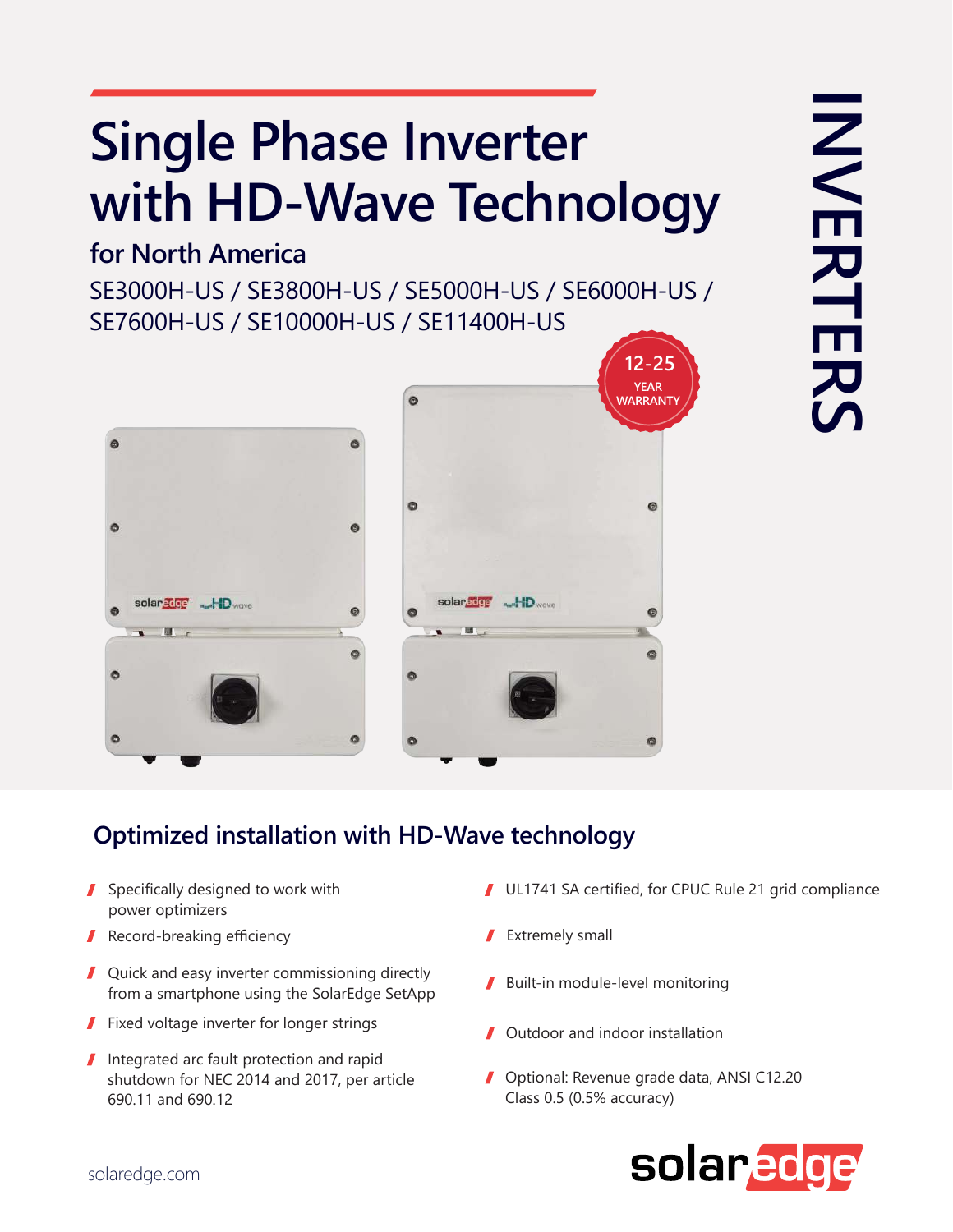# Single Phase Inverter with HD-Wave Technology

## for North America

SE3000H-US / SE3800H-US / SE5000H-US / SE6000H-US / SE7600H-US / SE10000H-US / SE11400H-US

12-25 YEAR WARRANTY

INVERTERS

## Optimized installation with HD-Wave technology

- Specifically designed to work with power optimizers
- Record-breaking efficiency
- Quick and easy inverter commissioning directly from a smartphone using the SolarEdge SetApp
- Fixed voltage inverter for longer strings
- Integrated arc fault protection and rapid shutdown for NEC 2014 and 2017, per article 690.11 and 690.12
- UL1741 SA certified, for CPUC Rule 21 grid compliance
- Extremely small
- Built-in module-level monitoring
- Outdoor and indoor installation
- Optional: Revenue grade data, ANSI C12.20 Class 0.5 (0.5% accuracy)

solaredge.com

solaredge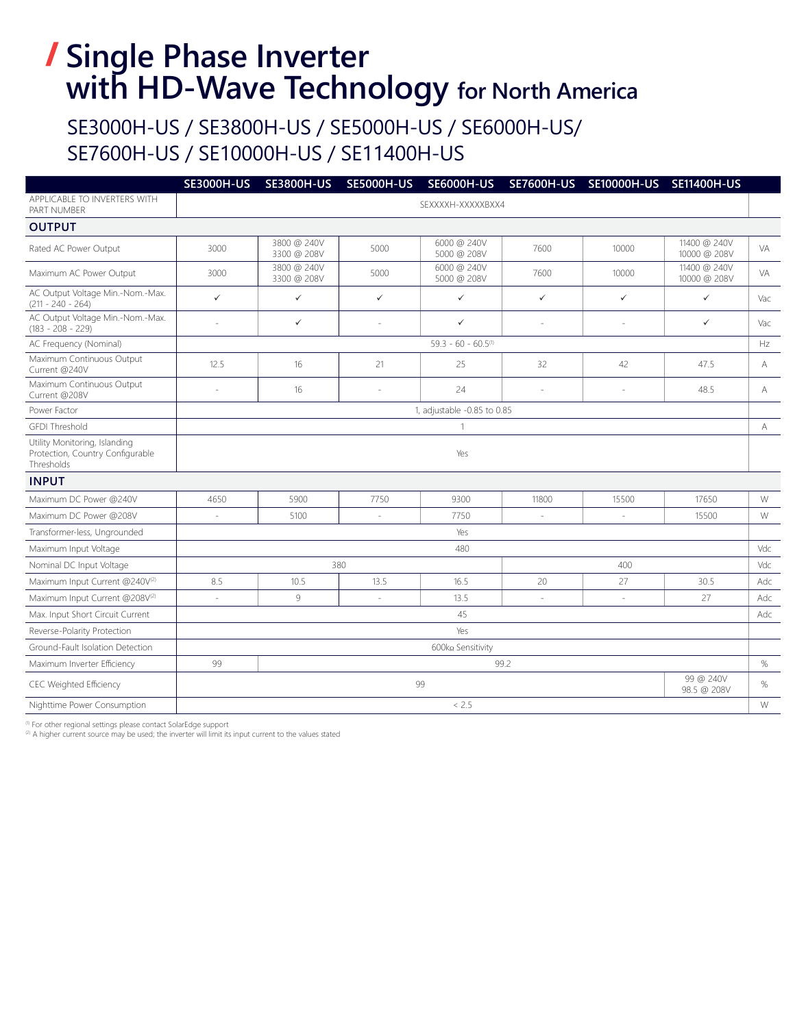# / Single Phase Inverter with HD-Wave Technology for North America

## SE3000H-US / SE3800H-US / SE5000H-US / SE6000H-US/ SE7600H-US / SE10000H-US / SE11400H-US

| | SE3000H-US | SE3800H-US | SE5000H-US | SE6000H-US | SE7600H-US | SE10000H-US | SE11400H-US | |
|---|---|---|---|---|---|---|---|---|
| APPLICABLE TO INVERTERS WITH PART NUMBER | SEXXXXH-XXXXXBXX4 | | | | | | | |
| **OUTPUT** | | | | | | | | |
| Rated AC Power Output | 3000 | 3800 @ 240V 3300 @ 208V | 5000 | 6000 @ 240V 5000 @ 208V | 7600 | 10000 | 11400 @ 240V 10000 @ 208V | VA |
| Maximum AC Power Output | 3000 | 3800 @ 240V 3300 @ 208V | 5000 | 6000 @ 240V 5000 @ 208V | 7600 | 10000 | 11400 @ 240V 10000 @ 208V | VA |
| AC Output Voltage Min.-Nom.-Max. (211 - 240 - 264) | ✓ | ✓ | ✓ | ✓ | ✓ | ✓ | ✓ | Vac |
| AC Output Voltage Min.-Nom.-Max. (183 - 208 - 229) | - | ✓ | - | ✓ | - | - | ✓ | Vac |
| AC Frequency (Nominal) | 59.3 - 60 - 60.5[1] | | | | | | | Hz |
| Maximum Continuous Output Current @240V | 12.5 | 16 | 21 | 25 | 32 | 42 | 47.5 | A |
| Maximum Continuous Output Current @208V | - | 16 | - | 24 | - | - | 48.5 | A |
| Power Factor | 1, adjustable -0.85 to 0.85 | | | | | | | |
| GFDI Threshold | 1 | | | | | | | A |
| Utility Monitoring, Islanding Protection, Country Configurable Thresholds | Yes | | | | | | | |
| **INPUT** | | | | | | | | |
| Maximum DC Power @240V | 4650 | 5900 | 7750 | 9300 | 11800 | 15500 | 17650 | W |
| Maximum DC Power @208V | - | 5100 | - | 7750 | - | - | 15500 | W |
| Transformer-less, Ungrounded | Yes | | | | | | | |
| Maximum Input Voltage | 480 | | | | | | | Vdc |
| Nominal DC Input Voltage | 380 | | | | 400 | | | Vdc |
| Maximum Input Current @240V[2] | 8.5 | 10.5 | 13.5 | 16.5 | 20 | 27 | 30.5 | Adc |
| Maximum Input Current @208V[2] | - | 9 | - | 13.5 | - | - | 27 | Adc |
| Max. Input Short Circuit Current | 45 | | | | | | | Adc |
| Reverse-Polarity Protection | Yes | | | | | | | |
| Ground-Fault Isolation Detection | 600kΩ Sensitivity | | | | | | | |
| Maximum Inverter Efficiency | 99 | 99.2 | | | | | | % |
| CEC Weighted Efficiency | 99 | | | | | | 99 @ 240V 98.5 @ 208V | % |
| Nighttime Power Consumption | < 2.5 | | | | | | | W |

[1] For other regional settings please contact SolarEdge support

[2] A higher current source may be used; the inverter will limit its input current to the values stated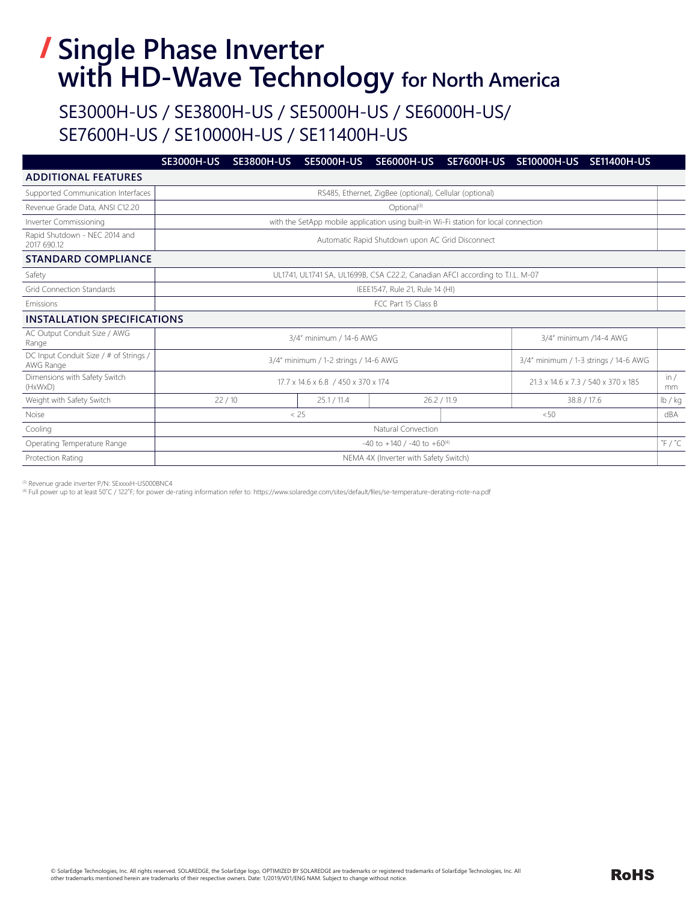# Single Phase Inverter with HD-Wave Technology for North America

## SE3000H-US / SE3800H-US / SE5000H-US / SE6000H-US/ SE7600H-US / SE10000H-US / SE11400H-US

| | SE3000H-US | SE3800H-US | SE5000H-US | SE6000H-US | SE7600H-US | SE10000H-US | SE11400H-US | |
|---|---|---|---|---|---|---|---|---|
| **ADDITIONAL FEATURES** | | | | | | | | |
| Supported Communication Interfaces | RS485, Ethernet, ZigBee (optional), Cellular (optional) | | | | | | | |
| Revenue Grade Data, ANSI C12.20 | Optional[3] | | | | | | | |
| Inverter Commissioning | with the SetApp mobile application using built-in Wi-Fi station for local connection | | | | | | | |
| Rapid Shutdown - NEC 2014 and 2017 690.12 | Automatic Rapid Shutdown upon AC Grid Disconnect | | | | | | | |
| **STANDARD COMPLIANCE** | | | | | | | | |
| Safety | UL1741, UL1741 SA, UL1699B, CSA C22.2, Canadian AFCI according to T.I.L. M-07 | | | | | | | |
| Grid Connection Standards | IEEE1547, Rule 21, Rule 14 (HI) | | | | | | | |
| Emissions | FCC Part 15 Class B | | | | | | | |
| **INSTALLATION SPECIFICATIONS** | | | | | | | | |
| AC Output Conduit Size / AWG Range | 3/4" minimum / 14-6 AWG | | | | | 3/4" minimum /14-4 AWG | | |
| DC Input Conduit Size / # of Strings / AWG Range | 3/4" minimum / 1-2 strings / 14-6 AWG | | | | | 3/4" minimum / 1-3 strings / 14-6 AWG | | |
| Dimensions with Safety Switch (HxWxD) | 17.7 x 14.6 x 6.8 / 450 x 370 x 174 | | | | | 21.3 x 14.6 x 7.3 / 540 x 370 x 185 | | in / mm |
| Weight with Safety Switch | 22 / 10 | | 25.1 / 11.4 | 26.2 / 11.9 | | 38.8 / 17.6 | | lb / kg |
| Noise | < 25 | | | | <50 | | | dBA |
| Cooling | Natural Convection | | | | | | | |
| Operating Temperature Range | -40 to +140 / -40 to +60[4] | | | | | | | ˚F / ˚C |
| Protection Rating | NEMA 4X (Inverter with Safety Switch) | | | | | | | |

[3] Revenue grade inverter P/N: SExxxxH-US000BNC4

[4] Full power up to at least 50˚C / 122˚F; for power de-rating information refer to: https://www.solaredge.com/sites/default/files/se-temperature-derating-note-na.pdf

© SolarEdge Technologies, Inc. All rights reserved. SOLAREDGE, the SolarEdge logo, OPTIMIZED BY SOLAREDGE are trademarks or registered trademarks of SolarEdge Technologies, Inc. All other trademarks mentioned herein are trademarks of their respective owners. Date: 1/2019/V01/ENG NAM. Subject to change without notice.

RoHS